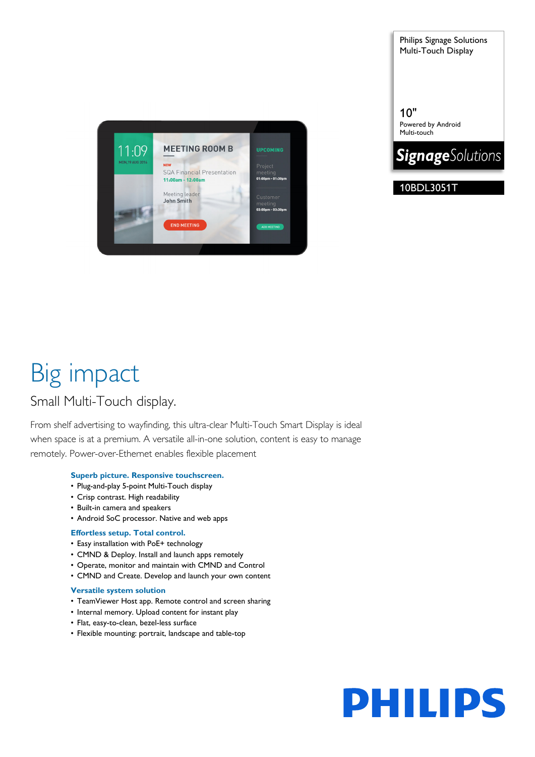Philips Signage Solutions
Multi-Touch Display

10"
Powered by Android
Multi-touch

*SignageSolutions*

10BDL3051T

# Big impact

## Small Multi-Touch display.

From shelf advertising to wayfinding, this ultra-clear Multi-Touch Smart Display is ideal when space is at a premium. A versatile all-in-one solution, content is easy to manage remotely. Power-over-Ethernet enables flexible placement

### Superb picture. Responsive touchscreen.

- Plug-and-play 5-point Multi-Touch display
- Crisp contrast. High readability
- Built-in camera and speakers
- Android SoC processor. Native and web apps

### Effortless setup. Total control.

- Easy installation with PoE+ technology
- CMND & Deploy. Install and launch apps remotely
- Operate, monitor and maintain with CMND and Control
- CMND and Create. Develop and launch your own content

### Versatile system solution

- TeamViewer Host app. Remote control and screen sharing
- Internal memory. Upload content for instant play
- Flat, easy-to-clean, bezel-less surface
- Flexible mounting: portrait, landscape and table-top

PHILIPS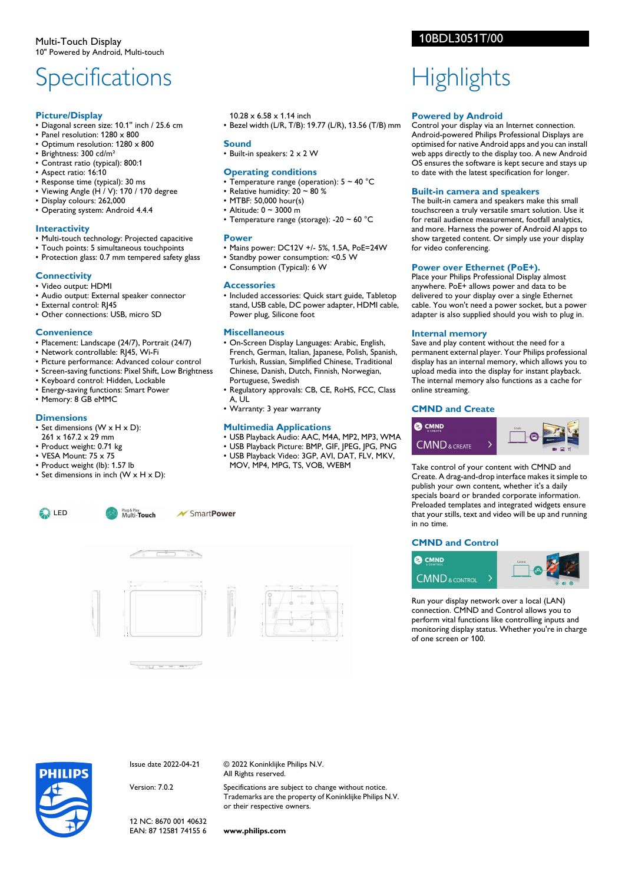Multi-Touch Display
10" Powered by Android, Multi-touch

10BDL3051T/00

# Specifications

## Picture/Display
- Diagonal screen size: 10.1" inch / 25.6 cm
- Panel resolution: 1280 x 800
- Optimum resolution: 1280 x 800
- Brightness: 300 cd/m²
- Contrast ratio (typical): 800:1
- Aspect ratio: 16:10
- Response time (typical): 30 ms
- Viewing Angle (H / V): 170 / 170 degree
- Display colours: 262,000
- Operating system: Android 4.4.4

## Interactivity
- Multi-touch technology: Projected capacitive
- Touch points: 5 simultaneous touchpoints
- Protection glass: 0.7 mm tempered safety glass

## Connectivity
- Video output: HDMI
- Audio output: External speaker connector
- External control: RJ45
- Other connections: USB, micro SD

## Convenience
- Placement: Landscape (24/7), Portrait (24/7)
- Network controllable: RJ45, Wi-Fi
- Picture performance: Advanced colour control
- Screen-saving functions: Pixel Shift, Low Brightness
- Keyboard control: Hidden, Lockable
- Energy-saving functions: Smart Power
- Memory: 8 GB eMMC

## Dimensions
- Set dimensions (W x H x D): 261 x 167.2 x 29 mm
- Product weight: 0.71 kg
- VESA Mount: 75 x 75
- Product weight (lb): 1.57 lb
- Set dimensions in inch (W x H x D): 10.28 x 6.58 x 1.14 inch
- Bezel width (L/R, T/B): 19.77 (L/R), 13.56 (T/B) mm

## Sound
- Built-in speakers: 2 x 2 W

## Operating conditions
- Temperature range (operation): 5 ~ 40 °C
- Relative humidity: 20 ~ 80 %
- MTBF: 50,000 hour(s)
- Altitude: 0 ~ 3000 m
- Temperature range (storage): -20 ~ 60 °C

## Power
- Mains power: DC12V +/- 5%, 1.5A, PoE=24W
- Standby power consumption: <0.5 W
- Consumption (Typical): 6 W

## Accessories
- Included accessories: Quick start guide, Tabletop stand, USB cable, DC power adapter, HDMI cable, Power plug, Silicone foot

## Miscellaneous
- On-Screen Display Languages: Arabic, English, French, German, Italian, Japanese, Polish, Spanish, Turkish, Russian, Simplified Chinese, Traditional Chinese, Danish, Dutch, Finnish, Norwegian, Portuguese, Swedish
- Regulatory approvals: CB, CE, RoHS, FCC, Class A, UL
- Warranty: 3 year warranty

## Multimedia Applications
- USB Playback Audio: AAC, M4A, MP2, MP3, WMA
- USB Playback Picture: BMP, GIF, JPEG, JPG, PNG
- USB Playback Video: 3GP, AVI, DAT, FLV, MKV, MOV, MP4, MPG, TS, VOB, WEBM

LED · Plug & Play Multi-Touch · SmartPower

# Highlights

## Powered by Android
Control your display via an Internet connection. Android-powered Philips Professional Displays are optimised for native Android apps and you can install web apps directly to the display too. A new Android OS ensures the software is kept secure and stays up to date with the latest specification for longer.

## Built-in camera and speakers
The built-in camera and speakers make this small touchscreen a truly versatile smart solution. Use it for retail audience measurement, footfall analytics, and more. Harness the power of Android AI apps to show targeted content. Or simply use your display for video conferencing.

## Power over Ethernet (PoE+).
Place your Philips Professional Display almost anywhere. PoE+ allows power and data to be delivered to your display over a single Ethernet cable. You won't need a power socket, but a power adapter is also supplied should you wish to plug in.

## Internal memory
Save and play content without the need for a permanent external player. Your Philips professional display has an internal memory, which allows you to upload media into the display for instant playback. The internal memory also functions as a cache for online streaming.

## CMND and Create
Take control of your content with CMND and Create. A drag-and-drop interface makes it simple to publish your own content, whether it's a daily specials board or branded corporate information. Preloaded templates and integrated widgets ensure that your stills, text and video will be up and running in no time.

## CMND and Control
Run your display network over a local (LAN) connection. CMND and Control allows you to perform vital functions like controlling inputs and monitoring display status. Whether you're in charge of one screen or 100.

Issue date 2022-04-21

Version: 7.0.2

12 NC: 8670 001 40632
EAN: 87 12581 74155 6

© 2022 Koninklijke Philips N.V.
All Rights reserved.

Specifications are subject to change without notice. Trademarks are the property of Koninklijke Philips N.V. or their respective owners.

www.philips.com